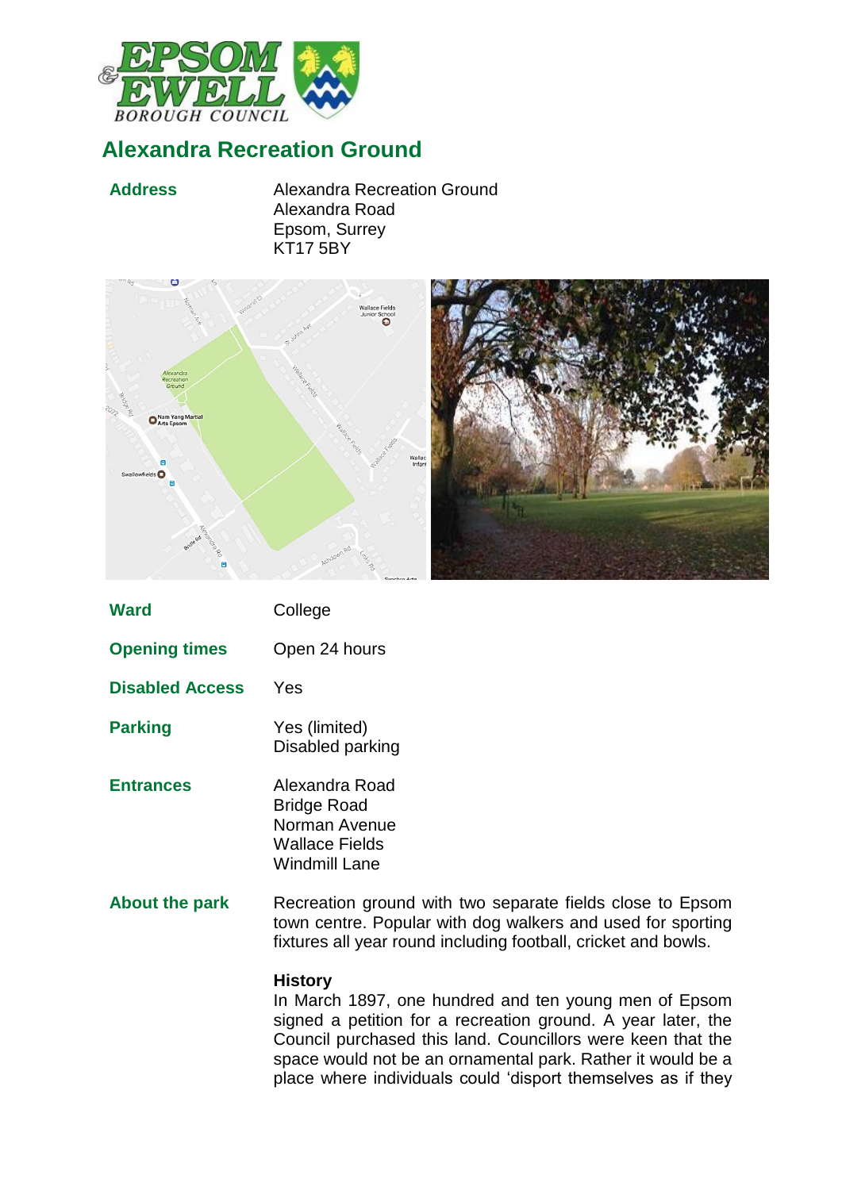# Alexandra Recreation Ground

| | |
|---|---|
| **Address** | Alexandra Recreation Ground<br>Alexandra Road<br>Epsom, Surrey<br>KT17 5BY |
| **Ward** | College |
| **Opening times** | Open 24 hours |
| **Disabled Access** | Yes |
| **Parking** | Yes (limited)<br>Disabled parking |
| **Entrances** | Alexandra Road<br>Bridge Road<br>Norman Avenue<br>Wallace Fields<br>Windmill Lane |

**About the park**

Recreation ground with two separate fields close to Epsom town centre. Popular with dog walkers and used for sporting fixtures all year round including football, cricket and bowls.

**History**

In March 1897, one hundred and ten young men of Epsom signed a petition for a recreation ground. A year later, the Council purchased this land. Councillors were keen that the space would not be an ornamental park. Rather it would be a place where individuals could 'disport themselves as if they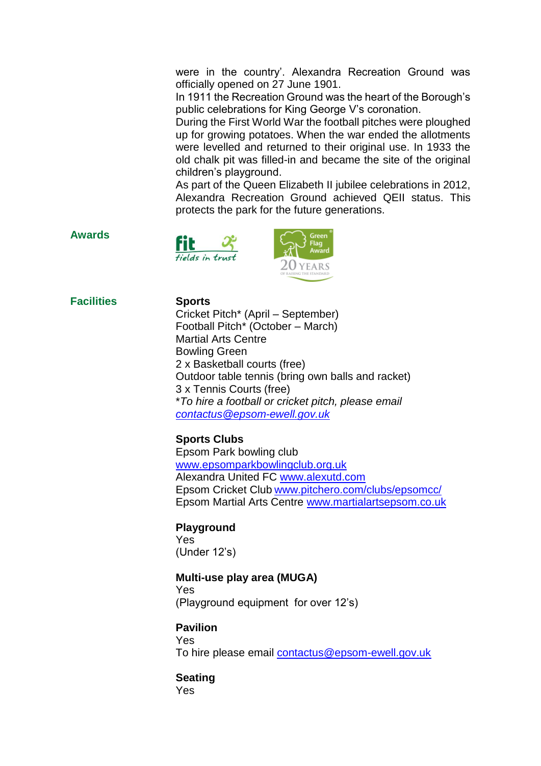were in the country'. Alexandra Recreation Ground was officially opened on 27 June 1901.

In 1911 the Recreation Ground was the heart of the Borough's public celebrations for King George V's coronation.

During the First World War the football pitches were ploughed up for growing potatoes. When the war ended the allotments were levelled and returned to their original use. In 1933 the old chalk pit was filled-in and became the site of the original children's playground.

As part of the Queen Elizabeth II jubilee celebrations in 2012, Alexandra Recreation Ground achieved QEII status. This protects the park for the future generations.

## Awards

fit fields in trust

Green Flag Award 20 YEARS OF RAISING THE STANDARD

## Facilities

**Sports**

Cricket Pitch* (April – September)
Football Pitch* (October – March)
Martial Arts Centre
Bowling Green
2 x Basketball courts (free)
Outdoor table tennis (bring own balls and racket)
3 x Tennis Courts (free)

**To hire a football or cricket pitch, please email [contactus@epsom-ewell.gov.uk](mailto:contactus@epsom-ewell.gov.uk)*

**Sports Clubs**

Epsom Park bowling club
[www.epsomparkbowlingclub.org.uk](http://www.epsomparkbowlingclub.org.uk)
Alexandra United FC [www.alexutd.com](http://www.alexutd.com)
Epsom Cricket Club [www.pitchero.com/clubs/epsomcc/](http://www.pitchero.com/clubs/epsomcc/)
Epsom Martial Arts Centre [www.martialartsepsom.co.uk](http://www.martialartsepsom.co.uk)

**Playground**

Yes
(Under 12's)

**Multi-use play area (MUGA)**

Yes
(Playground equipment for over 12's)

**Pavilion**

Yes
To hire please email [contactus@epsom-ewell.gov.uk](mailto:contactus@epsom-ewell.gov.uk)

**Seating**

Yes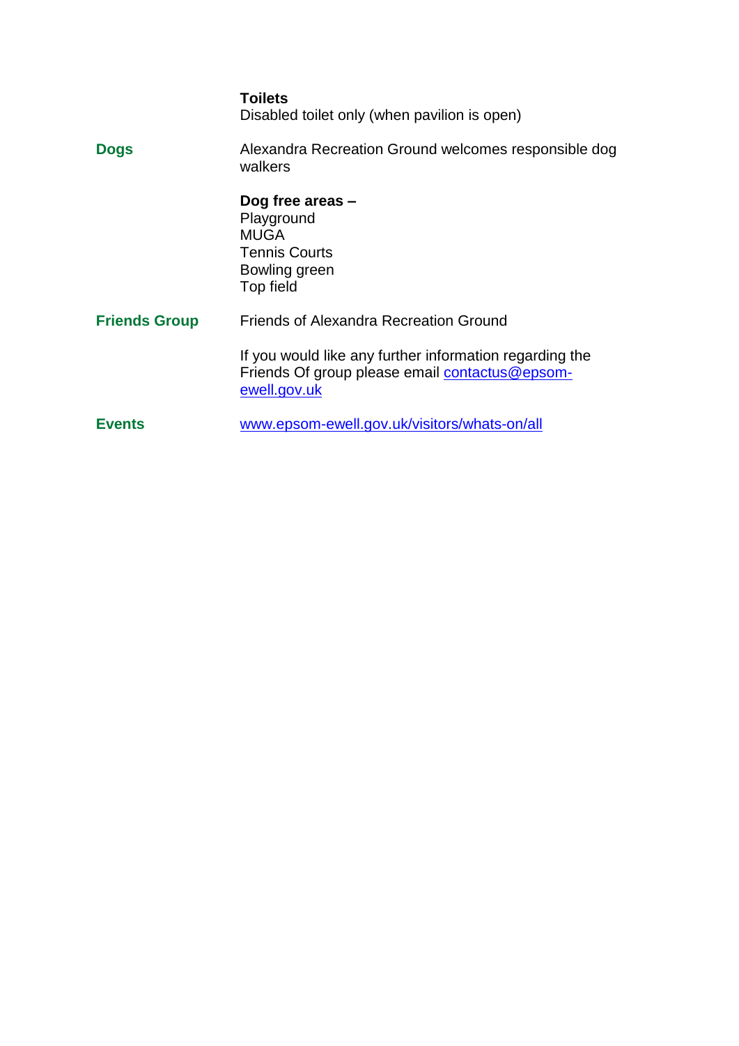**Toilets**
Disabled toilet only (when pavilion is open)

**Dogs**

Alexandra Recreation Ground welcomes responsible dog walkers

**Dog free areas –**
Playground
MUGA
Tennis Courts
Bowling green
Top field

**Friends Group**

Friends of Alexandra Recreation Ground

If you would like any further information regarding the Friends Of group please email contactus@epsom-ewell.gov.uk

**Events**

www.epsom-ewell.gov.uk/visitors/whats-on/all